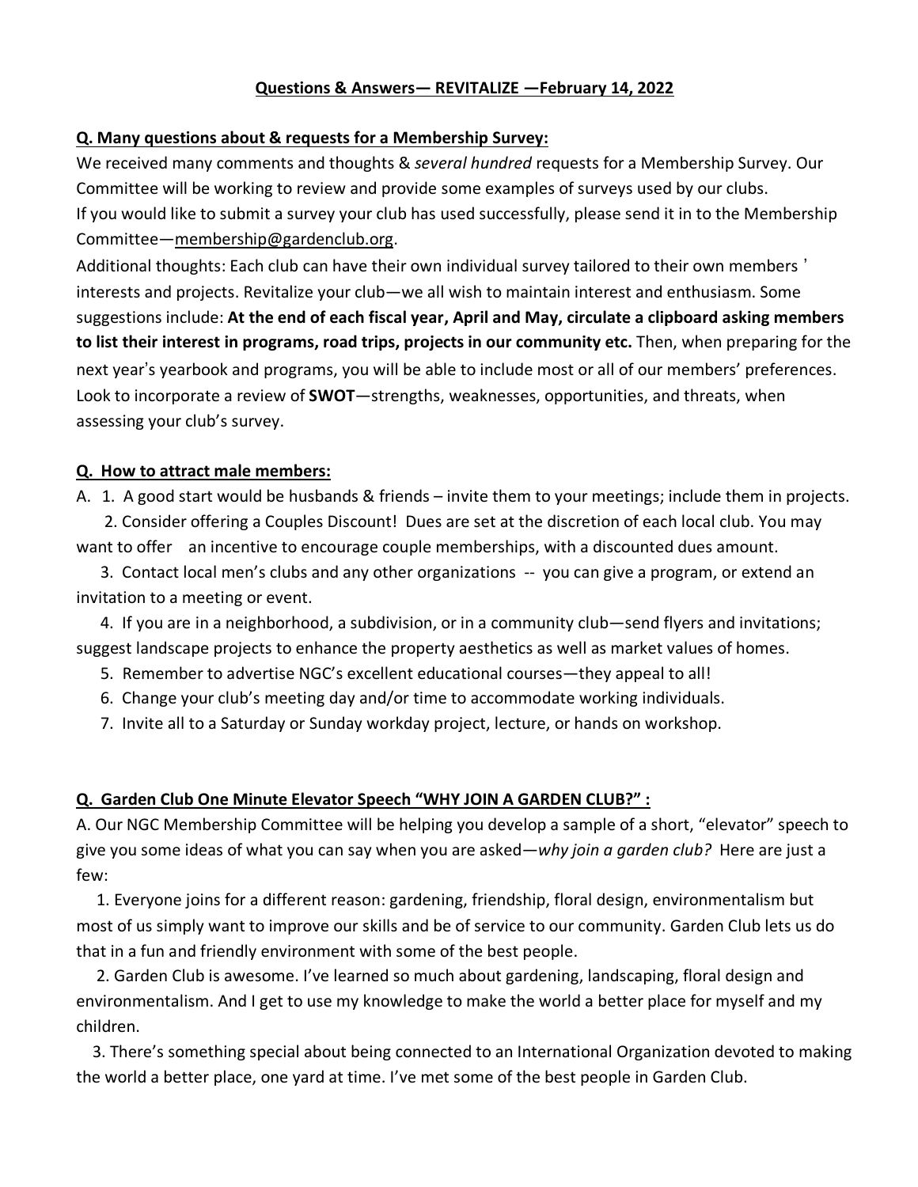# Questions & Answers— REVITALIZE —February 14, 2022

## Q. Many questions about & requests for a Membership Survey:

We received many comments and thoughts & *several hundred* requests for a Membership Survey. Our Committee will be working to review and provide some examples of surveys used by our clubs.

If you would like to submit a survey your club has used successfully, please send it in to the Membership Committee—membership@gardenclub.org.

Additional thoughts: Each club can have their own individual survey tailored to their own members' interests and projects. Revitalize your club—we all wish to maintain interest and enthusiasm. Some suggestions include: **At the end of each fiscal year, April and May, circulate a clipboard asking members to list their interest in programs, road trips, projects in our community etc.** Then, when preparing for the next year's yearbook and programs, you will be able to include most or all of our members' preferences. Look to incorporate a review of **SWOT**—strengths, weaknesses, opportunities, and threats, when assessing your club's survey.

## Q. How to attract male members:

A.
1. A good start would be husbands & friends – invite them to your meetings; include them in projects.
2. Consider offering a Couples Discount! Dues are set at the discretion of each local club. You may want to offer an incentive to encourage couple memberships, with a discounted dues amount.
3. Contact local men's clubs and any other organizations -- you can give a program, or extend an invitation to a meeting or event.
4. If you are in a neighborhood, a subdivision, or in a community club—send flyers and invitations; suggest landscape projects to enhance the property aesthetics as well as market values of homes.
5. Remember to advertise NGC's excellent educational courses—they appeal to all!
6. Change your club's meeting day and/or time to accommodate working individuals.
7. Invite all to a Saturday or Sunday workday project, lecture, or hands on workshop.

## Q. Garden Club One Minute Elevator Speech "WHY JOIN A GARDEN CLUB?" :

A. Our NGC Membership Committee will be helping you develop a sample of a short, "elevator" speech to give you some ideas of what you can say when you are asked—*why join a garden club?* Here are just a few:

1. Everyone joins for a different reason: gardening, friendship, floral design, environmentalism but most of us simply want to improve our skills and be of service to our community. Garden Club lets us do that in a fun and friendly environment with some of the best people.
2. Garden Club is awesome. I've learned so much about gardening, landscaping, floral design and environmentalism. And I get to use my knowledge to make the world a better place for myself and my children.
3. There's something special about being connected to an International Organization devoted to making the world a better place, one yard at time. I've met some of the best people in Garden Club.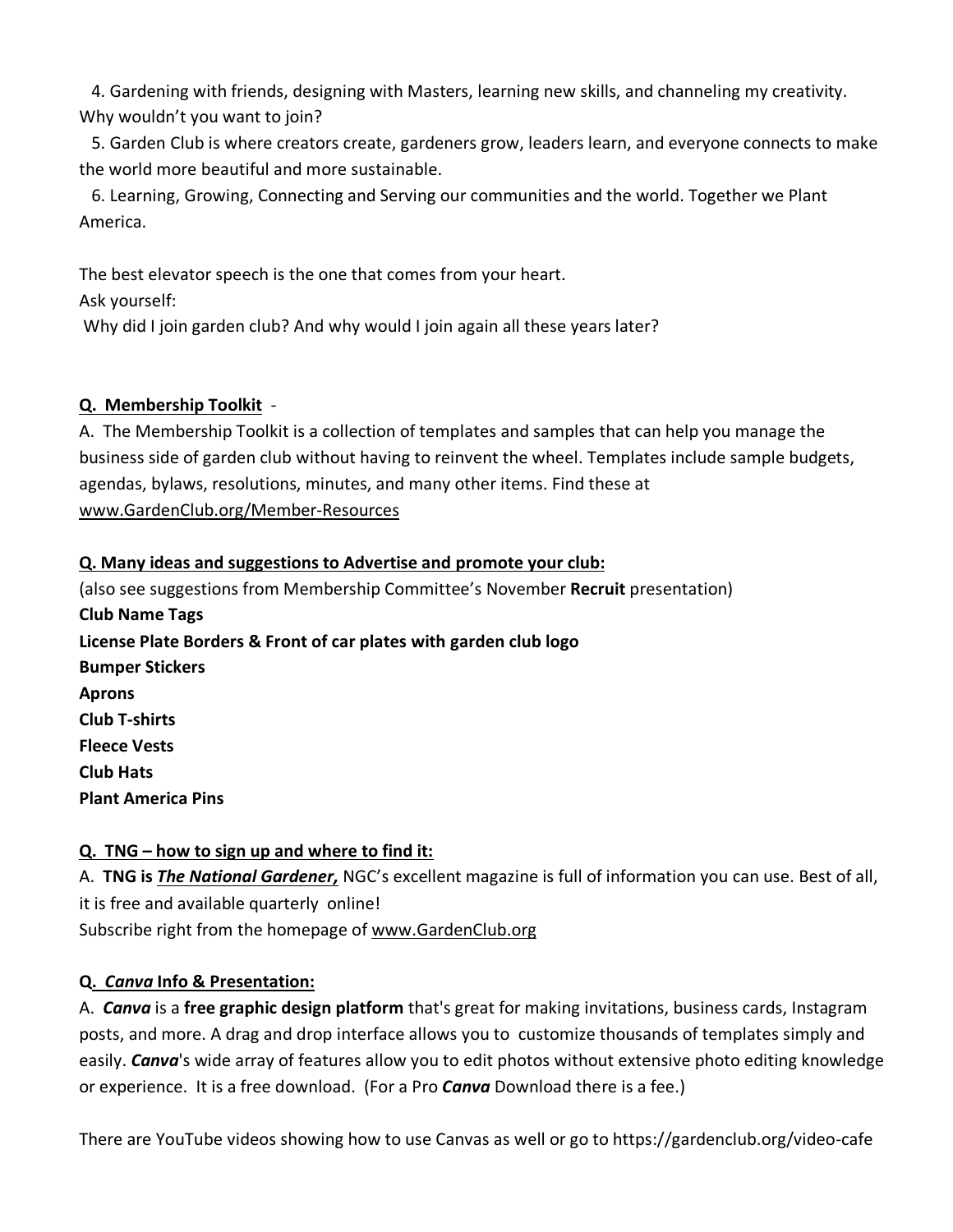4. Gardening with friends, designing with Masters, learning new skills, and channeling my creativity. Why wouldn't you want to join?
5. Garden Club is where creators create, gardeners grow, leaders learn, and everyone connects to make the world more beautiful and more sustainable.
6. Learning, Growing, Connecting and Serving our communities and the world. Together we Plant America.

The best elevator speech is the one that comes from your heart.
Ask yourself:
Why did I join garden club? And why would I join again all these years later?

**Q. Membership Toolkit** -
A. The Membership Toolkit is a collection of templates and samples that can help you manage the business side of garden club without having to reinvent the wheel. Templates include sample budgets, agendas, bylaws, resolutions, minutes, and many other items. Find these at www.GardenClub.org/Member-Resources

**Q. Many ideas and suggestions to Advertise and promote your club:**
(also see suggestions from Membership Committee's November **Recruit** presentation)
**Club Name Tags**
**License Plate Borders & Front of car plates with garden club logo**
**Bumper Stickers**
**Aprons**
**Club T-shirts**
**Fleece Vests**
**Club Hats**
**Plant America Pins**

**Q. TNG – how to sign up and where to find it:**
A. **TNG is *The National Gardener,*** NGC's excellent magazine is full of information you can use. Best of all, it is free and available quarterly online!
Subscribe right from the homepage of www.GardenClub.org

**Q. *Canva* Info & Presentation:**
A. ***Canva*** is a **free graphic design platform** that's great for making invitations, business cards, Instagram posts, and more. A drag and drop interface allows you to customize thousands of templates simply and easily. ***Canva***'s wide array of features allow you to edit photos without extensive photo editing knowledge or experience. It is a free download. (For a Pro ***Canva*** Download there is a fee.)

There are YouTube videos showing how to use Canvas as well or go to https://gardenclub.org/video-cafe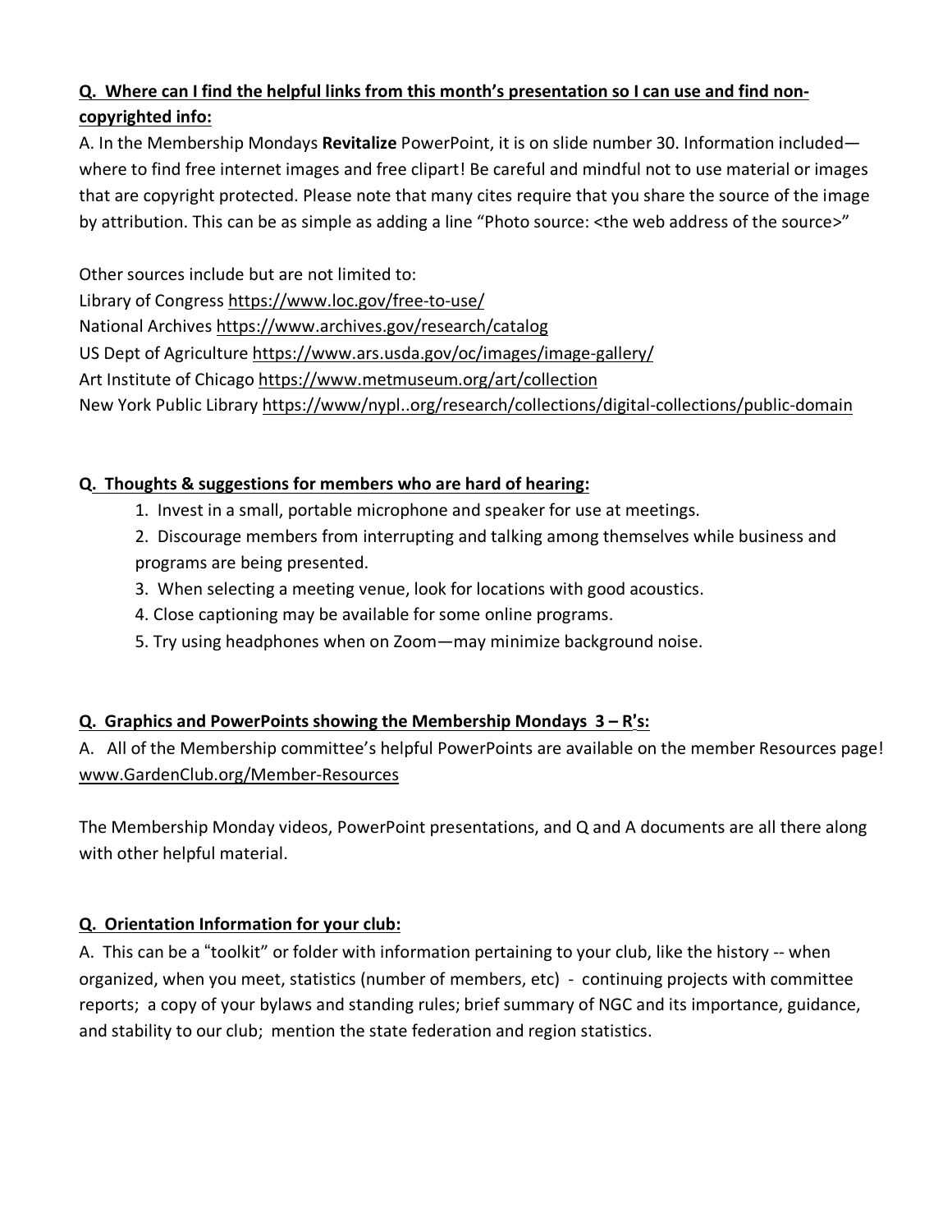**Q. Where can I find the helpful links from this month's presentation so I can use and find non-copyrighted info:**

A. In the Membership Mondays **Revitalize** PowerPoint, it is on slide number 30. Information included—where to find free internet images and free clipart! Be careful and mindful not to use material or images that are copyright protected. Please note that many cites require that you share the source of the image by attribution. This can be as simple as adding a line "Photo source: <the web address of the source>"

Other sources include but are not limited to:
Library of Congress https://www.loc.gov/free-to-use/
National Archives https://www.archives.gov/research/catalog
US Dept of Agriculture https://www.ars.usda.gov/oc/images/image-gallery/
Art Institute of Chicago https://www.metmuseum.org/art/collection
New York Public Library https://www/nypl..org/research/collections/digital-collections/public-domain

**Q. Thoughts & suggestions for members who are hard of hearing:**

1. Invest in a small, portable microphone and speaker for use at meetings.
2. Discourage members from interrupting and talking among themselves while business and programs are being presented.
3. When selecting a meeting venue, look for locations with good acoustics.
4. Close captioning may be available for some online programs.
5. Try using headphones when on Zoom—may minimize background noise.

**Q. Graphics and PowerPoints showing the Membership Mondays 3 – R's:**

A. All of the Membership committee's helpful PowerPoints are available on the member Resources page! www.GardenClub.org/Member-Resources

The Membership Monday videos, PowerPoint presentations, and Q and A documents are all there along with other helpful material.

**Q. Orientation Information for your club:**

A. This can be a "toolkit" or folder with information pertaining to your club, like the history -- when organized, when you meet, statistics (number of members, etc) - continuing projects with committee reports; a copy of your bylaws and standing rules; brief summary of NGC and its importance, guidance, and stability to our club; mention the state federation and region statistics.